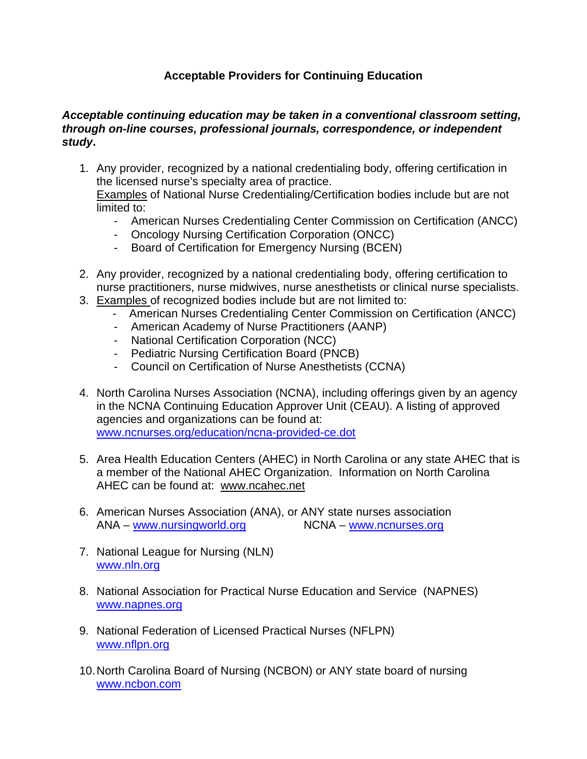# Acceptable Providers for Continuing Education

***Acceptable continuing education may be taken in a conventional classroom setting, through on-line courses, professional journals, correspondence, or independent study.***

1. Any provider, recognized by a national credentialing body, offering certification in the licensed nurse's specialty area of practice.
   Examples of National Nurse Credentialing/Certification bodies include but are not limited to:
   - American Nurses Credentialing Center Commission on Certification (ANCC)
   - Oncology Nursing Certification Corporation (ONCC)
   - Board of Certification for Emergency Nursing (BCEN)

2. Any provider, recognized by a national credentialing body, offering certification to nurse practitioners, nurse midwives, nurse anesthetists or clinical nurse specialists.
3. Examples of recognized bodies include but are not limited to:
   - American Nurses Credentialing Center Commission on Certification (ANCC)
   - American Academy of Nurse Practitioners (AANP)
   - National Certification Corporation (NCC)
   - Pediatric Nursing Certification Board (PNCB)
   - Council on Certification of Nurse Anesthetists (CCNA)

4. North Carolina Nurses Association (NCNA), including offerings given by an agency in the NCNA Continuing Education Approver Unit (CEAU). A listing of approved agencies and organizations can be found at: www.ncnurses.org/education/ncna-provided-ce.dot

5. Area Health Education Centers (AHEC) in North Carolina or any state AHEC that is a member of the National AHEC Organization. Information on North Carolina AHEC can be found at: www.ncahec.net

6. American Nurses Association (ANA), or ANY state nurses association
   ANA – www.nursingworld.org NCNA – www.ncnurses.org

7. National League for Nursing (NLN)
   www.nln.org

8. National Association for Practical Nurse Education and Service (NAPNES)
   www.napnes.org

9. National Federation of Licensed Practical Nurses (NFLPN)
   www.nflpn.org

10. North Carolina Board of Nursing (NCBON) or ANY state board of nursing
    www.ncbon.com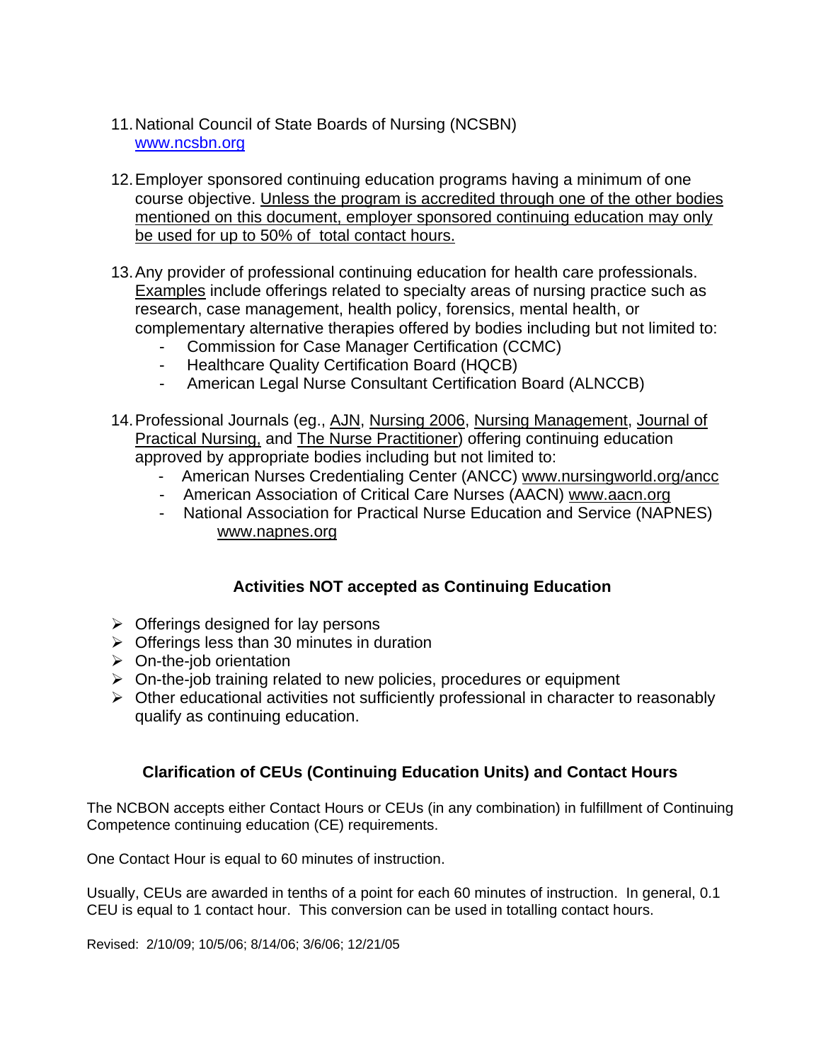11. National Council of State Boards of Nursing (NCSBN)
    www.ncsbn.org

12. Employer sponsored continuing education programs having a minimum of one course objective. Unless the program is accredited through one of the other bodies mentioned on this document, employer sponsored continuing education may only be used for up to 50% of total contact hours.

13. Any provider of professional continuing education for health care professionals. Examples include offerings related to specialty areas of nursing practice such as research, case management, health policy, forensics, mental health, or complementary alternative therapies offered by bodies including but not limited to:
    - Commission for Case Manager Certification (CCMC)
    - Healthcare Quality Certification Board (HQCB)
    - American Legal Nurse Consultant Certification Board (ALNCCB)

14. Professional Journals (eg., AJN, Nursing 2006, Nursing Management, Journal of Practical Nursing, and The Nurse Practitioner) offering continuing education approved by appropriate bodies including but not limited to:
    - American Nurses Credentialing Center (ANCC) www.nursingworld.org/ancc
    - American Association of Critical Care Nurses (AACN) www.aacn.org
    - National Association for Practical Nurse Education and Service (NAPNES) www.napnes.org

## Activities NOT accepted as Continuing Education

- Offerings designed for lay persons
- Offerings less than 30 minutes in duration
- On-the-job orientation
- On-the-job training related to new policies, procedures or equipment
- Other educational activities not sufficiently professional in character to reasonably qualify as continuing education.

## Clarification of CEUs (Continuing Education Units) and Contact Hours

The NCBON accepts either Contact Hours or CEUs (in any combination) in fulfillment of Continuing Competence continuing education (CE) requirements.

One Contact Hour is equal to 60 minutes of instruction.

Usually, CEUs are awarded in tenths of a point for each 60 minutes of instruction. In general, 0.1 CEU is equal to 1 contact hour. This conversion can be used in totalling contact hours.

Revised: 2/10/09; 10/5/06; 8/14/06; 3/6/06; 12/21/05